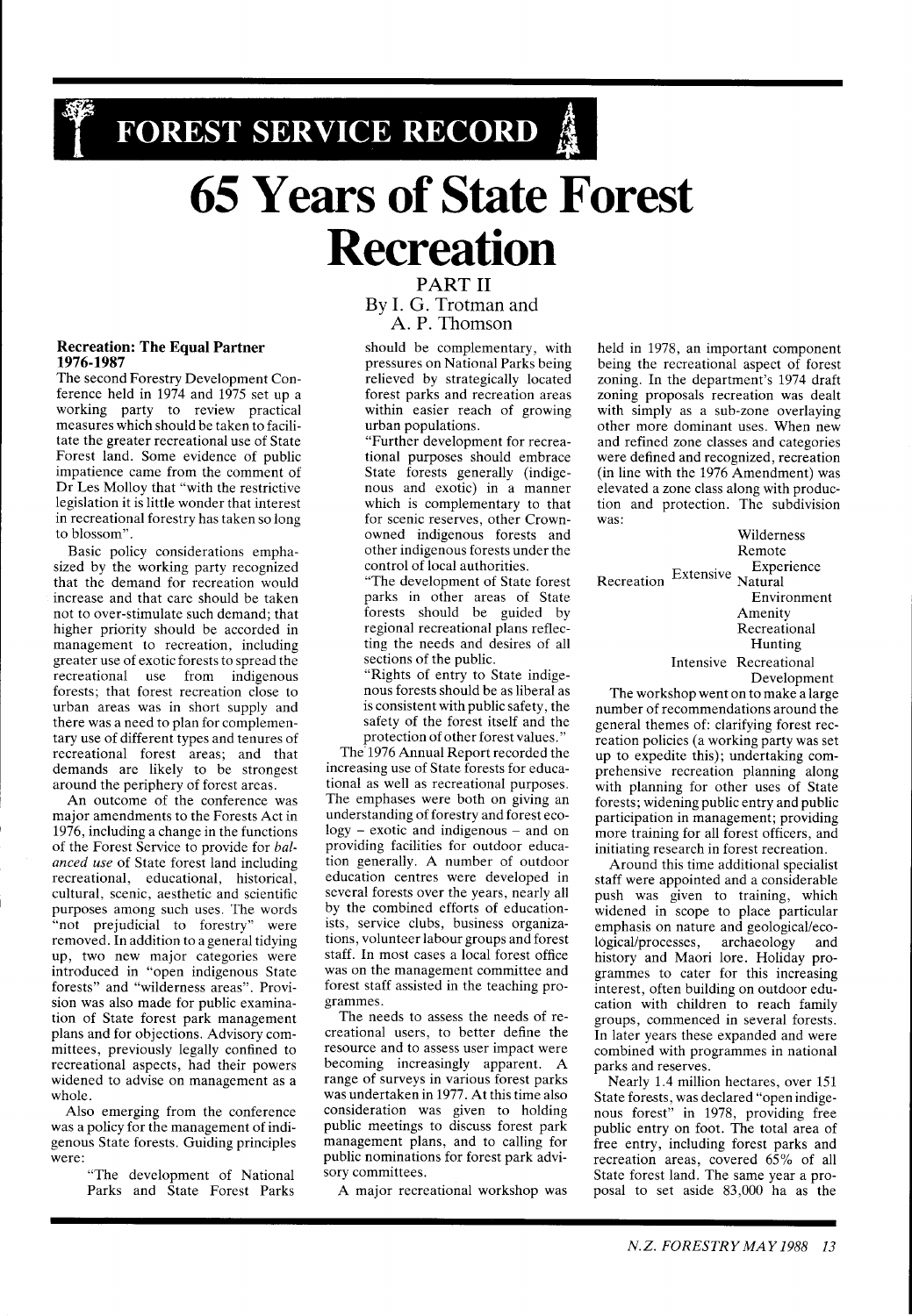FOREST SERVICE RECORD

# 65 Years of State Forest Recreation

## PART II

By I. G. Trotman and A. P. Thomson

### Recreation: The Equal Partner 1976-1987

The second Forestry Development Conference held in 1974 and 1975 set up a working party to review practical measures which should be taken to facilitate the greater recreational use of State Forest land. Some evidence of public impatience came from the comment of Dr Les Molloy that "with the restrictive legislation it is little wonder that interest in recreational forestry has taken so long to blossom".

Basic policy considerations emphasized by the working party recognized that the demand for recreation would increase and that care should be taken not to over-stimulate such demand; that higher priority should be accorded in management to recreation, including greater use of exotic forests to spread the recreational use from indigenous forests; that forest recreation close to urban areas was in short supply and there was a need to plan for complementary use of different types and tenures of recreational forest areas; and that demands are likely to be strongest around the periphery of forest areas.

An outcome of the conference was major amendments to the Forests Act in 1976, including a change in the functions of the Forest Service to provide for *balanced use* of State forest land including recreational, educational, historical, cultural, scenic, aesthetic and scientific purposes among such uses. The words "not prejudicial to forestry" were removed. In addition to a general tidying up, two new major categories were introduced in "open indigenous State forests" and "wilderness areas". Provision was also made for public examination of State forest park management plans and for objections. Advisory committees, previously legally confined to recreational aspects, had their powers widened to advise on management as a whole.

Also emerging from the conference was a policy for the management of indigenous State forests. Guiding principles were:

> "The development of National Parks and State Forest Parks should be complementary, with pressures on National Parks being relieved by strategically located forest parks and recreation areas within easier reach of growing urban populations.
>
> "Further development for recreational purposes should embrace State forests generally (indigenous and exotic) in a manner which is complementary to that for scenic reserves, other Crown-owned indigenous forests and other indigenous forests under the control of local authorities.
>
> "The development of State forest parks in other areas of State forests should be guided by regional recreational plans reflecting the needs and desires of all sections of the public.
>
> "Rights of entry to State indigenous forests should be as liberal as is consistent with public safety, the safety of the forest itself and the protection of other forest values."

The 1976 Annual Report recorded the increasing use of State forests for educational as well as recreational purposes. The emphases were both on giving an understanding of forestry and forest ecology – exotic and indigenous – and on providing facilities for outdoor education generally. A number of outdoor education centres were developed in several forests over the years, nearly all by the combined efforts of educationists, service clubs, business organizations, volunteer labour groups and forest staff. In most cases a local forest office was on the management committee and forest staff assisted in the teaching programmes.

The needs to assess the needs of recreational users, to better define the resource and to assess user impact were becoming increasingly apparent. A range of surveys in various forest parks was undertaken in 1977. At this time also consideration was given to holding public meetings to discuss forest park management plans, and to calling for public nominations for forest park advisory committees.

A major recreational workshop was held in 1978, an important component being the recreational aspect of forest zoning. In the department's 1974 draft zoning proposals recreation was dealt with simply as a sub-zone overlaying other more dominant uses. When new and refined zone classes and categories were defined and recognized, recreation (in line with the 1976 Amendment) was elevated a zone class along with production and protection. The subdivision was:

- Recreation
  - Extensive
    - Wilderness
    - Remote Experience
    - Natural Environment
    - Amenity
    - Recreational Hunting
  - Intensive
    - Recreational Development

The workshop went on to make a large number of recommendations around the general themes of: clarifying forest recreation policies (a working party was set up to expedite this); undertaking comprehensive recreation planning along with planning for other uses of State forests; widening public entry and public participation in management; providing more training for all forest officers, and initiating research in forest recreation.

Around this time additional specialist staff were appointed and a considerable push was given to training, which widened in scope to place particular emphasis on nature and geological/ecological/processes, archaeology and history and Maori lore. Holiday programmes to cater for this increasing interest, often building on outdoor education with children to reach family groups, commenced in several forests. In later years these expanded and were combined with programmes in national parks and reserves.

Nearly 1.4 million hectares, over 151 State forests, was declared "open indigenous forest" in 1978, providing free public entry on foot. The total area of free entry, including forest parks and recreation areas, covered 65% of all State forest land. The same year a proposal to set aside 83,000 ha as the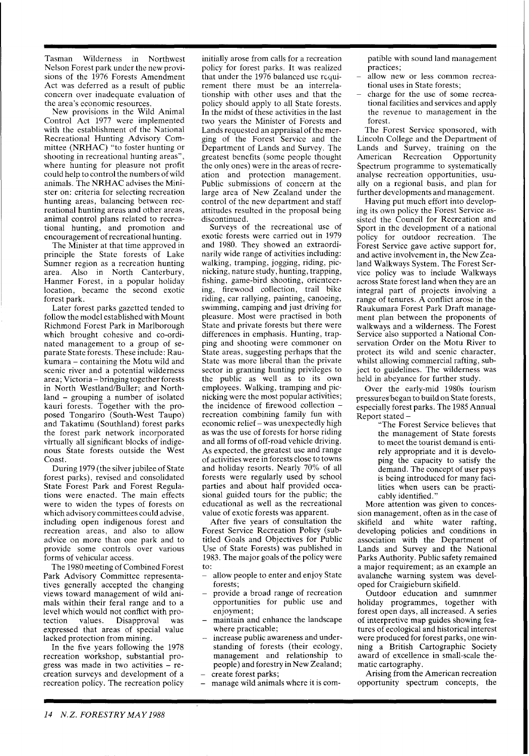Tasman Wilderness in Northwest Nelson Forest park under the new provisions of the 1976 Forests Amendment Act was deferred as a result of public concern over inadequate evaluation of the area's economic resources.

New provisions in the Wild Animal Control Act 1977 were implemented with the establishment of the National Recreational Hunting Advisory Committee (NRHAC) "to foster hunting or shooting in recreational hunting areas", where hunting for pleasure not profit could help to control the numbers of wild animals. The NRHAC advises the Minister on: criteria for selecting recreation hunting areas, balancing between recreational hunting areas and other areas, animal control plans related to recreational hunting, and promotion and encouragement of recreational hunting.

The Minister at that time approved in principle the State forests of Lake Sumner region as a recreation hunting area. Also in North Canterbury, Hanmer Forest, in a popular holiday location, became the second exotic forest park.

Later forest parks gazetted tended to follow the model established with Mount Richmond Forest Park in Marlborough which brought cohesive and co-ordinated management to a group of separate State forests. These include: Raukumara – containing the Motu wild and scenic river and a potential wilderness area; Victoria – bringing together forests in North Westland/Buller; and Northland – grouping a number of isolated kauri forests. Together with the proposed Tongariro (South-West Taupo) and Takatimu (Southland) forest parks the forest park network incorporated virtually all significant blocks of indigenous State forests outside the West Coast.

During 1979 (the silver jubilee of State forest parks), revised and consolidated State Forest Park and Forest Regulations were enacted. The main effects were to widen the types of forests on which advisory committees could advise, including open indigenous forest and recreation areas, and also to allow advice on more than one park and to provide some controls over various forms of vehicular access.

The 1980 meeting of Combined Forest Park Advisory Committee representatives generally accepted the changing views toward management of wild animals within their feral range and to a level which would not conflict with protection values. Disapproval was expressed that areas of special value lacked protection from mining.

In the five years following the 1978 recreation workshop, substantial progress was made in two activities – recreation surveys and development of a recreation policy. The recreation policy initially arose from calls for a recreation policy for forest parks. It was realized that under the 1976 balanced use requirement there must be an interrelationship with other uses and that the policy should apply to all State forests. In the midst of these activities in the last two years the Minister of Forests and Lands requested an appraisal of the merging of the Forest Service and the Department of Lands and Survey. The greatest benefits (some people thought the only ones) were in the areas of recreation and protection management. Public submissions of concern at the large area of New Zealand under the control of the new department and staff attitudes resulted in the proposal being discontinued.

Surveys of the recreational use of exotic forests were carried out in 1979 and 1980. They showed an extraordinarily wide range of activities including: walking, tramping, jogging, riding, picnicking, nature study, hunting, trapping, fishing, game-bird shooting, orienteering, firewood collection, trail bike riding, car rallying, painting, canoeing, swimming, camping and just driving for pleasure. Most were practised in both State and private forests but there were differences in emphasis. Hunting, trapping and shooting were commoner on State areas, suggesting perhaps that the State was more liberal than the private sector in granting hunting privileges to the public as well as to its own employees. Walking, tramping and picnicking were the most popular activities; the incidence of firewood collection – recreation combining family fun with economic relief – was unexpectedly high as was the use of forests for horse riding and all forms of off-road vehicle driving. As expected, the greatest use and range of activities were in forests close to towns and holiday resorts. Nearly 70% of all forests were regularly used by school parties and about half provided occasional guided tours for the public; the educational as well as the recreational value of exotic forests was apparent.

After five years of consultation the Forest Service Recreation Policy (subtitled Goals and Objectives for Public Use of State Forests) was published in 1983. The major goals of the policy were to:

- allow people to enter and enjoy State forests;
- provide a broad range of recreation opportunities for public use and enjoyment;
- maintain and enhance the landscape where practicable;
- increase public awareness and understanding of forests (their ecology, management and relationship to people) and forestry in New Zealand;
- create forest parks;
- manage wild animals where it is compatible with sound land management practices;
- allow new or less common recreational uses in State forests;
- charge for the use of some recreational facilities and services and apply the revenue to management in the forest.

The Forest Service sponsored, with Lincoln College and the Department of Lands and Survey, training on the American Recreation Opportunity Spectrum programme to systematically analyse recreation opportunities, usually on a regional basis, and plan for further developments and management.

Having put much effort into developing its own policy the Forest Service assisted the Council for Recreation and Sport in the development of a national policy for outdoor recreation. The Forest Service gave active support for, and active involvement in, the New Zealand Walkways System. The Forest Service policy was to include Walkways across State forest land when they are an integral part of projects involving a range of tenures. A conflict arose in the Raukumara Forest Park Draft management plan between the proponents of walkways and a wilderness. The Forest Service also supported a National Conservation Order on the Motu River to protect its wild and scenic character, whilst allowing commercial rafting, subject to guidelines. The wilderness was held in abeyance for further study.

Over the early-mid 1980s tourism pressures began to build on State forests, especially forest parks. The 1985 Annual Report stated –

> "The Forest Service believes that the management of State forests to meet the tourist demand is entirely appropriate and it is developing the capacity to satisfy the demand. The concept of user pays is being introduced for many facilities when users can be practicably identified."

More attention was given to concession management, often as in the case of skifield and white water rafting, developing policies and conditions in association with the Department of Lands and Survey and the National Parks Authority. Public safety remained a major requirement; as an example an avalanche warning system was developed for Craigieburn skifield.

Outdoor education and sumnmer holiday programmes, together with forest open days, all increased. A series of interpretive map guides showing features of ecological and historical interest were produced for forest parks, one winning a British Cartographic Society award of excellence in small-scale thematic cartography.

Arising from the American recreation opportunity spectrum concepts, the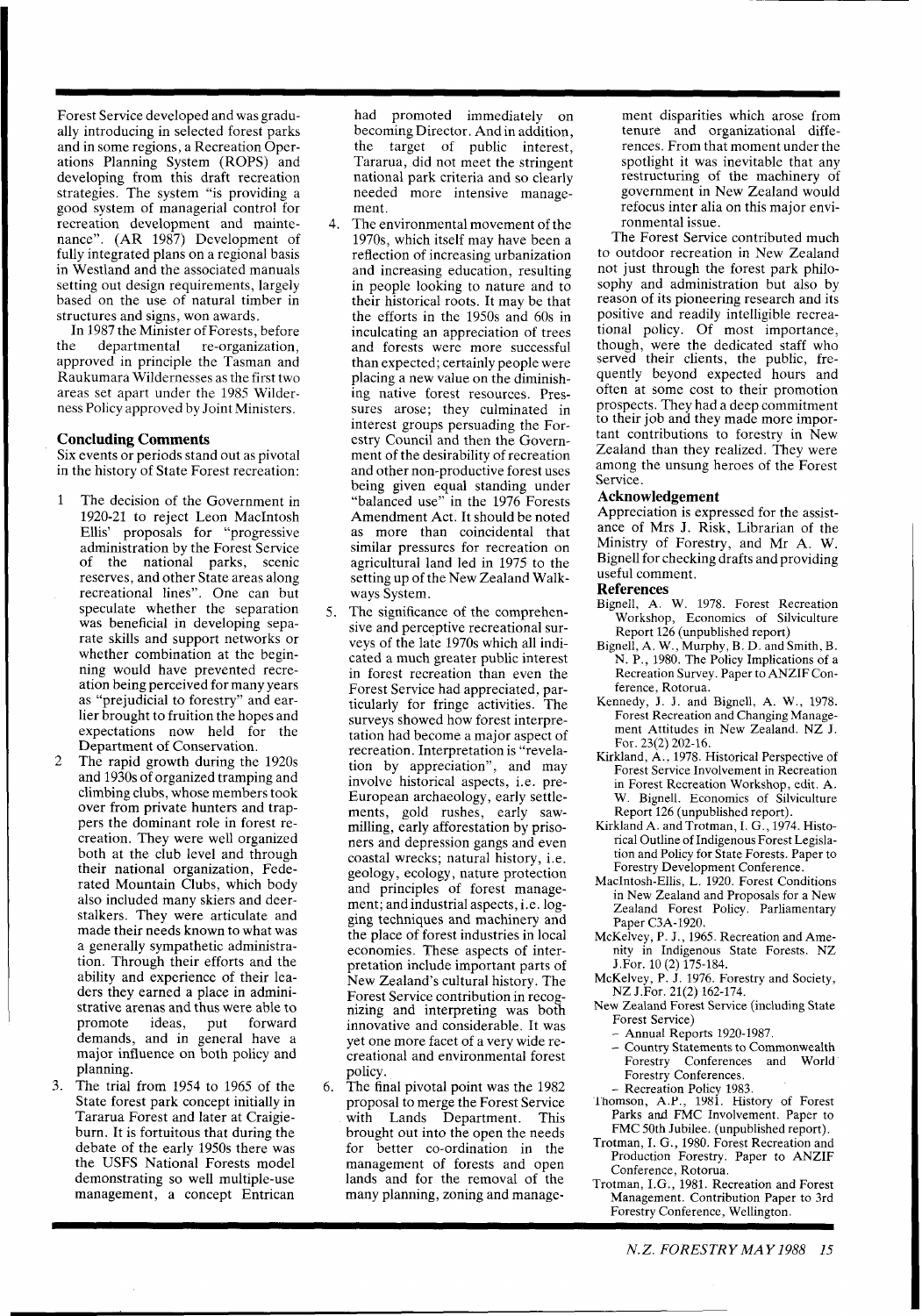Forest Service developed and was gradually introducing in selected forest parks and in some regions, a Recreation Operations Planning System (ROPS) and developing from this draft recreation strategies. The system "is providing a good system of managerial control for recreation development and maintenance". (AR 1987) Development of fully integrated plans on a regional basis in Westland and the associated manuals setting out design requirements, largely based on the use of natural timber in structures and signs, won awards.

In 1987 the Minister of Forests, before the departmental re-organization, approved in principle the Tasman and Raukumara Wildernesses as the first two areas set apart under the 1985 Wilderness Policy approved by Joint Ministers.

## Concluding Comments

Six events or periods stand out as pivotal in the history of State Forest recreation:

1. The decision of the Government in 1920-21 to reject Leon MacIntosh Ellis' proposals for "progressive administration by the Forest Service of the national parks, scenic reserves, and other State areas along recreational lines". One can but speculate whether the separation was beneficial in developing separate skills and support networks or whether combination at the beginning would have prevented recreation being perceived for many years as "prejudicial to forestry" and earlier brought to fruition the hopes and expectations now held for the Department of Conservation.
2. The rapid growth during the 1920s and 1930s of organized tramping and climbing clubs, whose members took over from private hunters and trappers the dominant role in forest recreation. They were well organized both at the club level and through their national organization, Federated Mountain Clubs, which body also included many skiers and deerstalkers. They were articulate and made their needs known to what was a generally sympathetic administration. Through their efforts and the ability and experience of their leaders they earned a place in administrative arenas and thus were able to promote ideas, put forward demands, and in general have a major influence on both policy and planning.
3. The trial from 1954 to 1965 of the State forest park concept initially in Tararua Forest and later at Craigieburn. It is fortuitous that during the debate of the early 1950s there was the USFS National Forests model demonstrating so well multiple-use management, a concept Entrican had promoted immediately on becoming Director. And in addition, the target of public interest, Tararua, did not meet the stringent national park criteria and so clearly needed more intensive management.
4. The environmental movement of the 1970s, which itself may have been a reflection of increasing urbanization and increasing education, resulting in people looking to nature and to their historical roots. It may be that the efforts in the 1950s and 60s in inculcating an appreciation of trees and forests were more successful than expected; certainly people were placing a new value on the diminishing native forest resources. Pressures arose; they culminated in interest groups persuading the Forestry Council and then the Government of the desirability of recreation and other non-productive forest uses being given equal standing under "balanced use" in the 1976 Forests Amendment Act. It should be noted as more than coincidental that similar pressures for recreation on agricultural land led in 1975 to the setting up of the New Zealand Walkways System.
5. The significance of the comprehensive and perceptive recreational surveys of the late 1970s which all indicated a much greater public interest in forest recreation than even the Forest Service had appreciated, particularly for fringe activities. The surveys showed how forest interpretation had become a major aspect of recreation. Interpretation is "revelation by appreciation", and may involve historical aspects, i.e. pre-European archaeology, early settlements, gold rushes, early sawmilling, early afforestation by prisoners and depression gangs and even coastal wrecks; natural history, i.e. geology, ecology, nature protection and principles of forest management; and industrial aspects, i.e. logging techniques and machinery and the place of forest industries in local economies. These aspects of interpretation include important parts of New Zealand's cultural history. The Forest Service contribution in recognizing and interpreting was both innovative and considerable. It was yet one more facet of a very wide recreational and environmental forest policy.
6. The final pivotal point was the 1982 proposal to merge the Forest Service with Lands Department. This brought out into the open the needs for better co-ordination in the management of forests and open lands and for the removal of the many planning, zoning and management disparities which arose from tenure and organizational differences. From that moment under the spotlight it was inevitable that any restructuring of the machinery of government in New Zealand would refocus inter alia on this major environmental issue.

The Forest Service contributed much to outdoor recreation in New Zealand not just through the forest park philosophy and administration but also by reason of its pioneering research and its positive and readily intelligible recreational policy. Of most importance, though, were the dedicated staff who served their clients, the public, frequently beyond expected hours and often at some cost to their promotion prospects. They had a deep commitment to their job and they made more important contributions to forestry in New Zealand than they realized. They were among the unsung heroes of the Forest Service.

## Acknowledgement

Appreciation is expressed for the assistance of Mrs J. Risk, Librarian of the Ministry of Forestry, and Mr A. W. Bignell for checking drafts and providing useful comment.

## References

Bignell, A. W. 1978. Forest Recreation Workshop, Economics of Silviculture Report 126 (unpublished report)

Bignell, A. W., Murphy, B. D. and Smith, B. N. P., 1980. The Policy Implications of a Recreation Survey. Paper to ANZIF Conference, Rotorua.

Kennedy, J. J. and Bignell, A. W., 1978. Forest Recreation and Changing Management Attitudes in New Zealand. NZ J. For. 23(2) 202-16.

Kirkland, A., 1978. Historical Perspective of Forest Service Involvement in Recreation in Forest Recreation Workshop, edit. A. W. Bignell. Economics of Silviculture Report 126 (unpublished report).

Kirkland A. and Trotman, I. G., 1974. Historical Outline of Indigenous Forest Legislation and Policy for State Forests. Paper to Forestry Development Conference.

MacIntosh-Ellis, L. 1920. Forest Conditions in New Zealand and Proposals for a New Zealand Forest Policy. Parliamentary Paper C3A-1920.

McKelvey, P. J., 1965. Recreation and Amenity in Indigenous State Forests. NZ J.For. 10 (2) 175-184.

McKelvey, P. J. 1976. Forestry and Society, NZ J.For. 21(2) 162-174.

New Zealand Forest Service (including State Forest Service)
- Annual Reports 1920-1987.
- Country Statements to Commonwealth Forestry Conferences and World Forestry Conferences.
- Recreation Policy 1983.

Thomson, A.P., 1981. History of Forest Parks and FMC Involvement. Paper to FMC 50th Jubilee. (unpublished report).

Trotman, I. G., 1980. Forest Recreation and Production Forestry. Paper to ANZIF Conference, Rotorua.

Trotman, I.G., 1981. Recreation and Forest Management. Contribution Paper to 3rd Forestry Conference, Wellington.